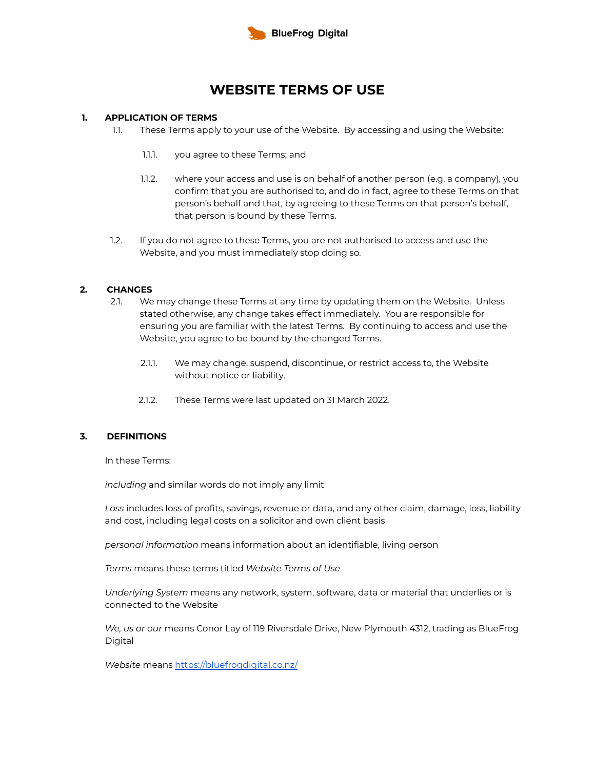BlueFrog Digital

# WEBSITE TERMS OF USE

## 1. APPLICATION OF TERMS

1.1. These Terms apply to your use of the Website. By accessing and using the Website:

1.1.1. you agree to these Terms; and

1.1.2. where your access and use is on behalf of another person (e.g. a company), you confirm that you are authorised to, and do in fact, agree to these Terms on that person's behalf and that, by agreeing to these Terms on that person's behalf, that person is bound by these Terms.

1.2. If you do not agree to these Terms, you are not authorised to access and use the Website, and you must immediately stop doing so.

## 2. CHANGES

2.1. We may change these Terms at any time by updating them on the Website. Unless stated otherwise, any change takes effect immediately. You are responsible for ensuring you are familiar with the latest Terms. By continuing to access and use the Website, you agree to be bound by the changed Terms.

2.1.1. We may change, suspend, discontinue, or restrict access to, the Website without notice or liability.

2.1.2. These Terms were last updated on 31 March 2022.

## 3. DEFINITIONS

In these Terms:

*including* and similar words do not imply any limit

*Loss* includes loss of profits, savings, revenue or data, and any other claim, damage, loss, liability and cost, including legal costs on a solicitor and own client basis

*personal information* means information about an identifiable, living person

*Terms* means these terms titled *Website Terms of Use*

*Underlying System* means any network, system, software, data or material that underlies or is connected to the Website

*We, us or our* means Conor Lay of 119 Riversdale Drive, New Plymouth 4312, trading as BlueFrog Digital

*Website* means https://bluefrogdigital.co.nz/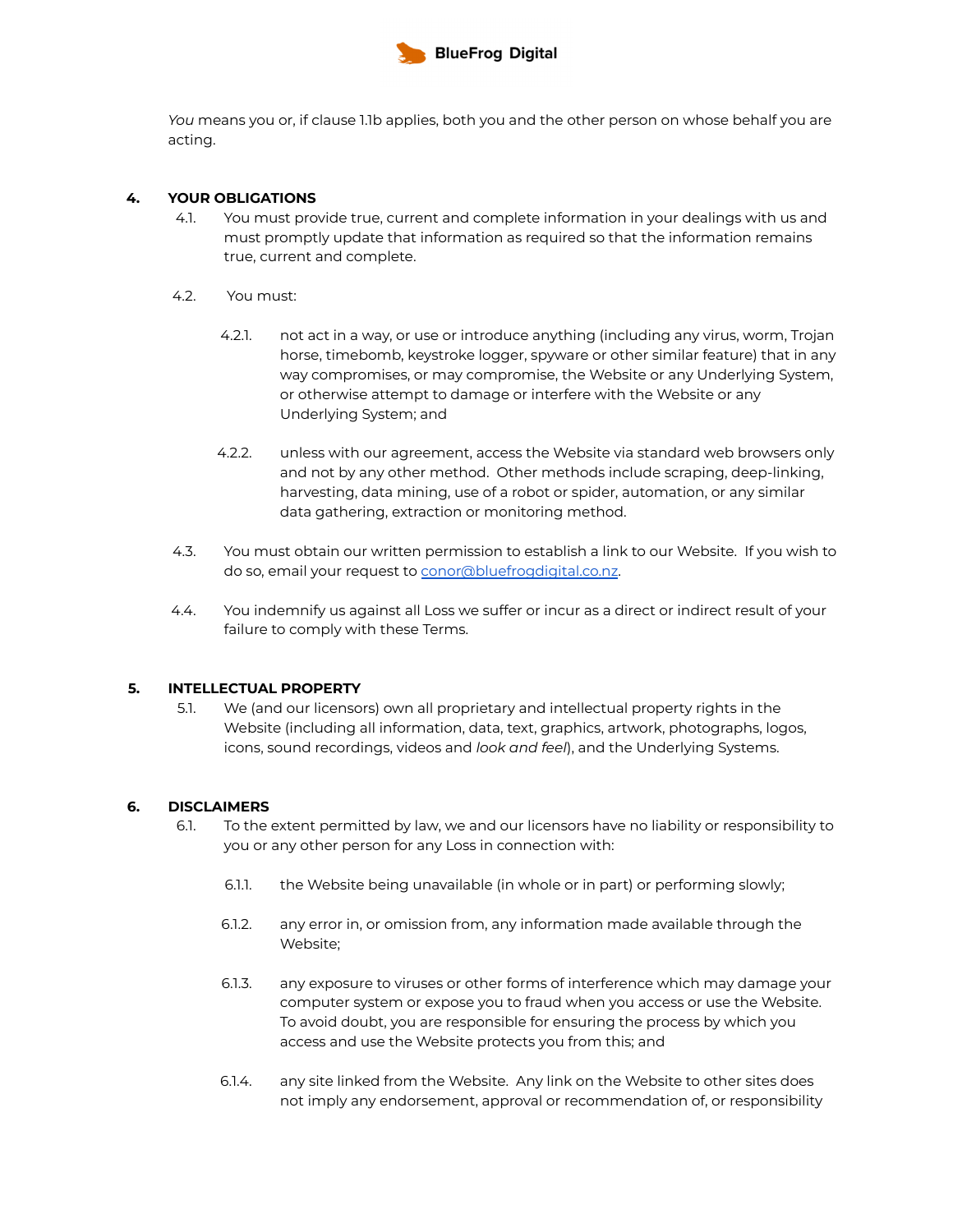*You* means you or, if clause 1.1b applies, both you and the other person on whose behalf you are acting.

## 4. YOUR OBLIGATIONS

4.1. You must provide true, current and complete information in your dealings with us and must promptly update that information as required so that the information remains true, current and complete.

4.2. You must:

4.2.1. not act in a way, or use or introduce anything (including any virus, worm, Trojan horse, timebomb, keystroke logger, spyware or other similar feature) that in any way compromises, or may compromise, the Website or any Underlying System, or otherwise attempt to damage or interfere with the Website or any Underlying System; and

4.2.2. unless with our agreement, access the Website via standard web browsers only and not by any other method. Other methods include scraping, deep-linking, harvesting, data mining, use of a robot or spider, automation, or any similar data gathering, extraction or monitoring method.

4.3. You must obtain our written permission to establish a link to our Website. If you wish to do so, email your request to conor@bluefrogdigital.co.nz.

4.4. You indemnify us against all Loss we suffer or incur as a direct or indirect result of your failure to comply with these Terms.

## 5. INTELLECTUAL PROPERTY

5.1. We (and our licensors) own all proprietary and intellectual property rights in the Website (including all information, data, text, graphics, artwork, photographs, logos, icons, sound recordings, videos and *look and feel*), and the Underlying Systems.

## 6. DISCLAIMERS

6.1. To the extent permitted by law, we and our licensors have no liability or responsibility to you or any other person for any Loss in connection with:

6.1.1. the Website being unavailable (in whole or in part) or performing slowly;

6.1.2. any error in, or omission from, any information made available through the Website;

6.1.3. any exposure to viruses or other forms of interference which may damage your computer system or expose you to fraud when you access or use the Website. To avoid doubt, you are responsible for ensuring the process by which you access and use the Website protects you from this; and

6.1.4. any site linked from the Website. Any link on the Website to other sites does not imply any endorsement, approval or recommendation of, or responsibility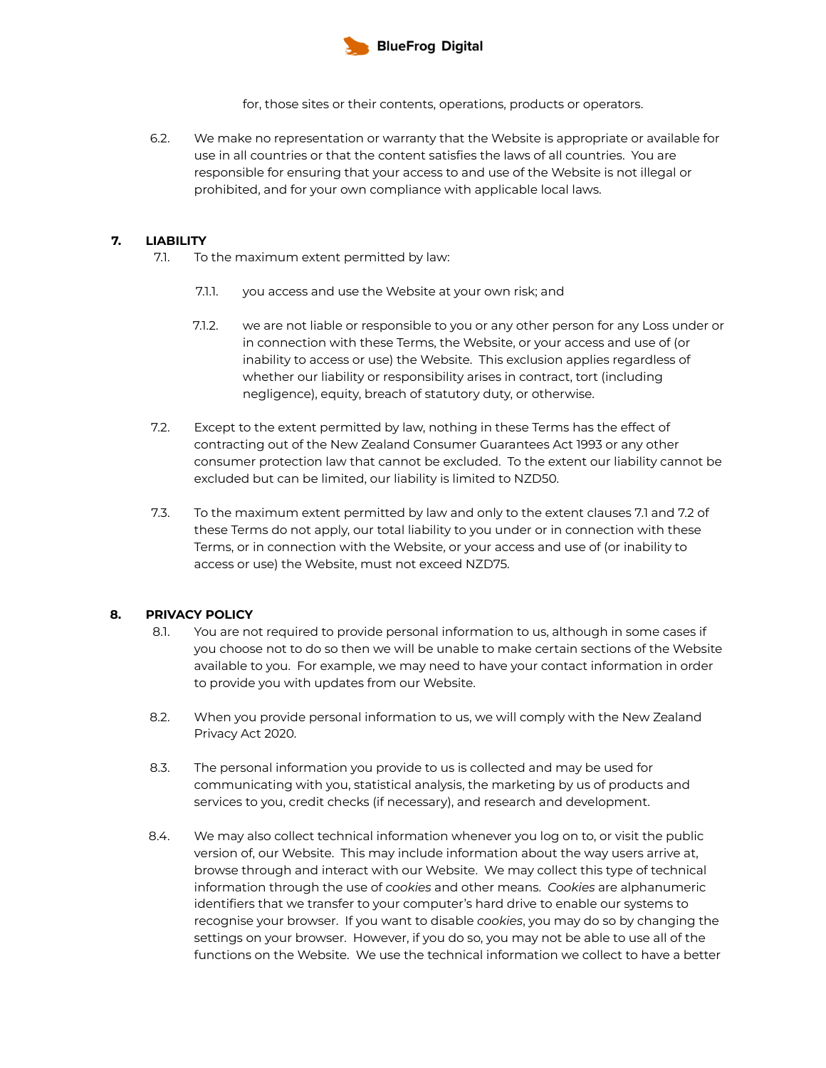for, those sites or their contents, operations, products or operators.

6.2. We make no representation or warranty that the Website is appropriate or available for use in all countries or that the content satisfies the laws of all countries. You are responsible for ensuring that your access to and use of the Website is not illegal or prohibited, and for your own compliance with applicable local laws.

## 7. LIABILITY

7.1. To the maximum extent permitted by law:

7.1.1. you access and use the Website at your own risk; and

7.1.2. we are not liable or responsible to you or any other person for any Loss under or in connection with these Terms, the Website, or your access and use of (or inability to access or use) the Website. This exclusion applies regardless of whether our liability or responsibility arises in contract, tort (including negligence), equity, breach of statutory duty, or otherwise.

7.2. Except to the extent permitted by law, nothing in these Terms has the effect of contracting out of the New Zealand Consumer Guarantees Act 1993 or any other consumer protection law that cannot be excluded. To the extent our liability cannot be excluded but can be limited, our liability is limited to NZD50.

7.3. To the maximum extent permitted by law and only to the extent clauses 7.1 and 7.2 of these Terms do not apply, our total liability to you under or in connection with these Terms, or in connection with the Website, or your access and use of (or inability to access or use) the Website, must not exceed NZD75.

## 8. PRIVACY POLICY

8.1. You are not required to provide personal information to us, although in some cases if you choose not to do so then we will be unable to make certain sections of the Website available to you. For example, we may need to have your contact information in order to provide you with updates from our Website.

8.2. When you provide personal information to us, we will comply with the New Zealand Privacy Act 2020.

8.3. The personal information you provide to us is collected and may be used for communicating with you, statistical analysis, the marketing by us of products and services to you, credit checks (if necessary), and research and development.

8.4. We may also collect technical information whenever you log on to, or visit the public version of, our Website. This may include information about the way users arrive at, browse through and interact with our Website. We may collect this type of technical information through the use of *cookies* and other means. *Cookies* are alphanumeric identifiers that we transfer to your computer's hard drive to enable our systems to recognise your browser. If you want to disable *cookies*, you may do so by changing the settings on your browser. However, if you do so, you may not be able to use all of the functions on the Website. We use the technical information we collect to have a better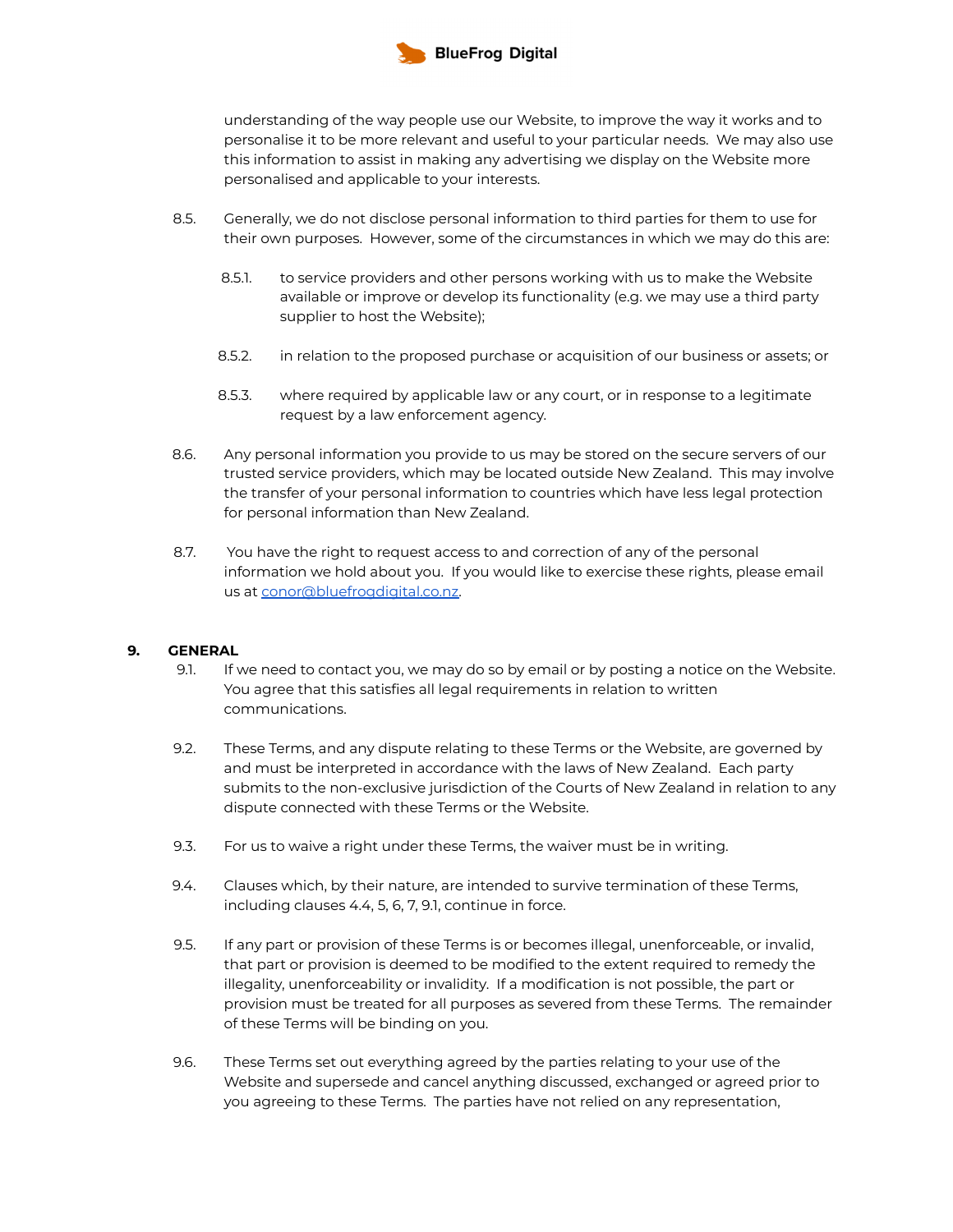understanding of the way people use our Website, to improve the way it works and to personalise it to be more relevant and useful to your particular needs. We may also use this information to assist in making any advertising we display on the Website more personalised and applicable to your interests.

8.5. Generally, we do not disclose personal information to third parties for them to use for their own purposes. However, some of the circumstances in which we may do this are:

8.5.1. to service providers and other persons working with us to make the Website available or improve or develop its functionality (e.g. we may use a third party supplier to host the Website);

8.5.2. in relation to the proposed purchase or acquisition of our business or assets; or

8.5.3. where required by applicable law or any court, or in response to a legitimate request by a law enforcement agency.

8.6. Any personal information you provide to us may be stored on the secure servers of our trusted service providers, which may be located outside New Zealand. This may involve the transfer of your personal information to countries which have less legal protection for personal information than New Zealand.

8.7. You have the right to request access to and correction of any of the personal information we hold about you. If you would like to exercise these rights, please email us at [conor@bluefrogdigital.co.nz](mailto:conor@bluefrogdigital.co.nz).

## 9. GENERAL

9.1. If we need to contact you, we may do so by email or by posting a notice on the Website. You agree that this satisfies all legal requirements in relation to written communications.

9.2. These Terms, and any dispute relating to these Terms or the Website, are governed by and must be interpreted in accordance with the laws of New Zealand. Each party submits to the non-exclusive jurisdiction of the Courts of New Zealand in relation to any dispute connected with these Terms or the Website.

9.3. For us to waive a right under these Terms, the waiver must be in writing.

9.4. Clauses which, by their nature, are intended to survive termination of these Terms, including clauses 4.4, 5, 6, 7, 9.1, continue in force.

9.5. If any part or provision of these Terms is or becomes illegal, unenforceable, or invalid, that part or provision is deemed to be modified to the extent required to remedy the illegality, unenforceability or invalidity. If a modification is not possible, the part or provision must be treated for all purposes as severed from these Terms. The remainder of these Terms will be binding on you.

9.6. These Terms set out everything agreed by the parties relating to your use of the Website and supersede and cancel anything discussed, exchanged or agreed prior to you agreeing to these Terms. The parties have not relied on any representation,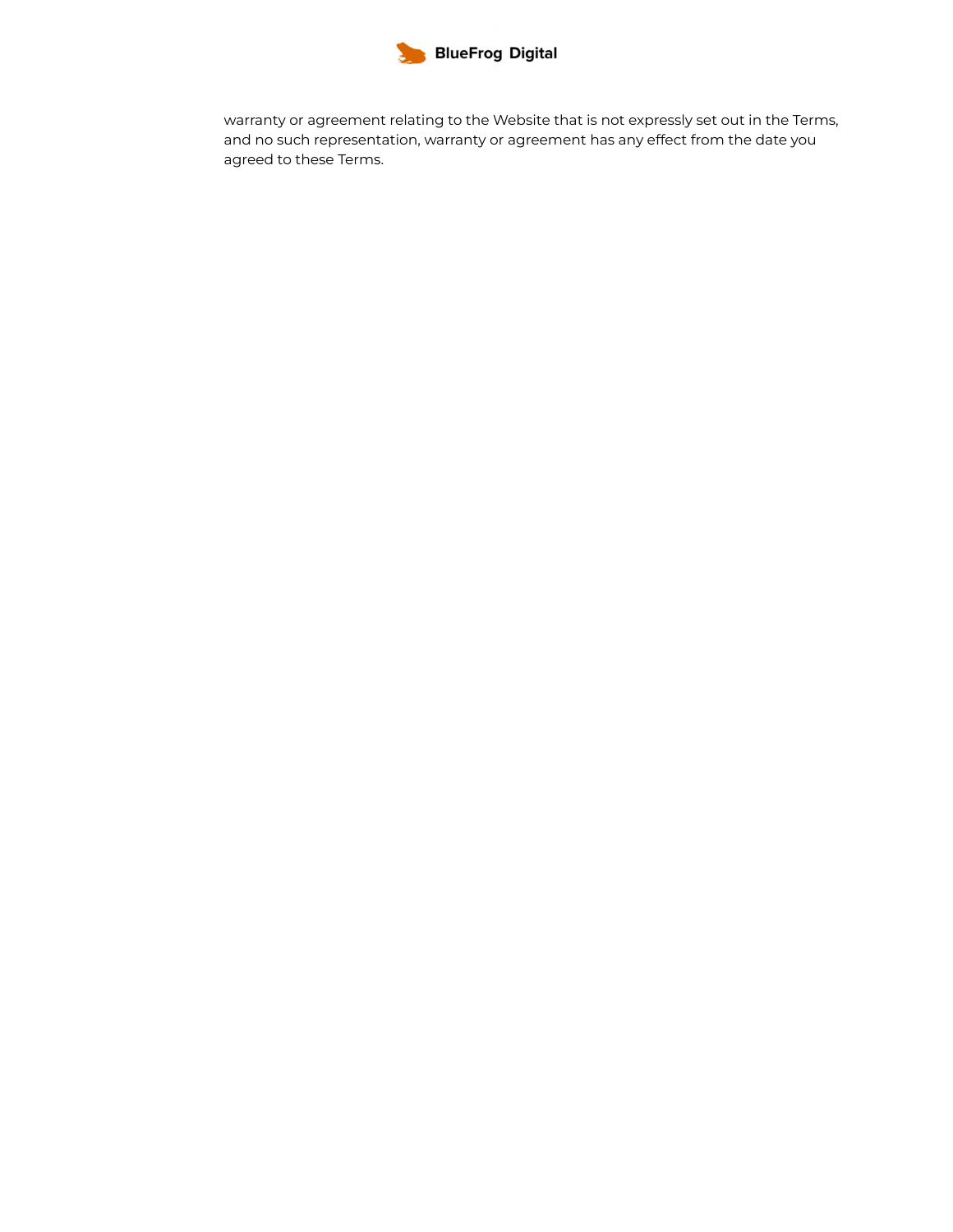warranty or agreement relating to the Website that is not expressly set out in the Terms, and no such representation, warranty or agreement has any effect from the date you agreed to these Terms.